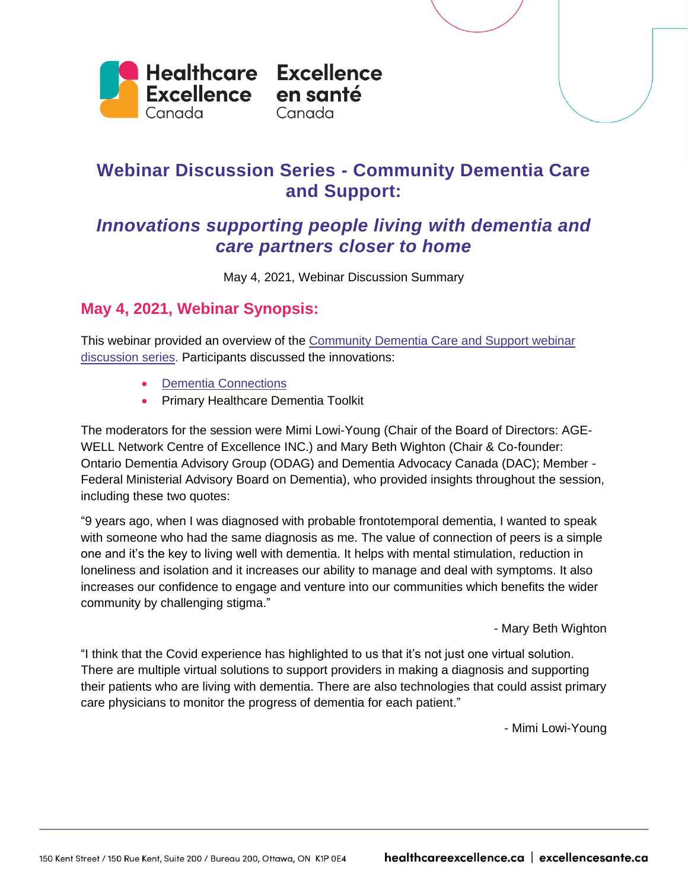# Webinar Discussion Series - Community Dementia Care and Support:

## *Innovations supporting people living with dementia and care partners closer to home*

May 4, 2021, Webinar Discussion Summary

## May 4, 2021, Webinar Synopsis:

This webinar provided an overview of the Community Dementia Care and Support webinar discussion series. Participants discussed the innovations:

- Dementia Connections
- Primary Healthcare Dementia Toolkit

The moderators for the session were Mimi Lowi-Young (Chair of the Board of Directors: AGE-WELL Network Centre of Excellence INC.) and Mary Beth Wighton (Chair & Co-founder: Ontario Dementia Advisory Group (ODAG) and Dementia Advocacy Canada (DAC); Member - Federal Ministerial Advisory Board on Dementia), who provided insights throughout the session, including these two quotes:

"9 years ago, when I was diagnosed with probable frontotemporal dementia, I wanted to speak with someone who had the same diagnosis as me. The value of connection of peers is a simple one and it's the key to living well with dementia. It helps with mental stimulation, reduction in loneliness and isolation and it increases our ability to manage and deal with symptoms. It also increases our confidence to engage and venture into our communities which benefits the wider community by challenging stigma."

- Mary Beth Wighton

"I think that the Covid experience has highlighted to us that it's not just one virtual solution. There are multiple virtual solutions to support providers in making a diagnosis and supporting their patients who are living with dementia. There are also technologies that could assist primary care physicians to monitor the progress of dementia for each patient."

- Mimi Lowi-Young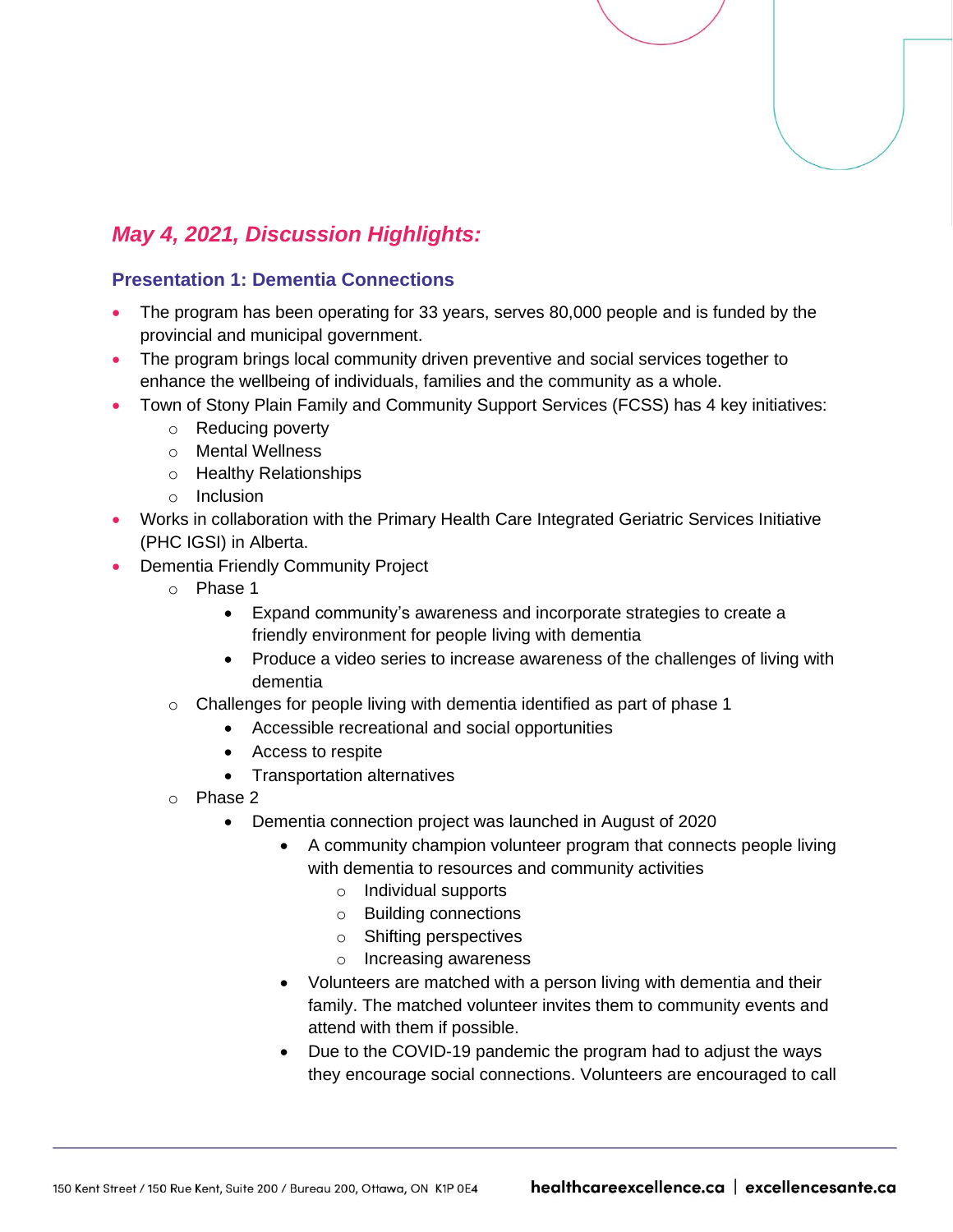## *May 4, 2021, Discussion Highlights:*

### Presentation 1: Dementia Connections

- The program has been operating for 33 years, serves 80,000 people and is funded by the provincial and municipal government.
- The program brings local community driven preventive and social services together to enhance the wellbeing of individuals, families and the community as a whole.
- Town of Stony Plain Family and Community Support Services (FCSS) has 4 key initiatives:
  - Reducing poverty
  - Mental Wellness
  - Healthy Relationships
  - Inclusion
- Works in collaboration with the Primary Health Care Integrated Geriatric Services Initiative (PHC IGSI) in Alberta.
- Dementia Friendly Community Project
  - Phase 1
    - Expand community's awareness and incorporate strategies to create a friendly environment for people living with dementia
    - Produce a video series to increase awareness of the challenges of living with dementia
  - Challenges for people living with dementia identified as part of phase 1
    - Accessible recreational and social opportunities
    - Access to respite
    - Transportation alternatives
  - Phase 2
    - Dementia connection project was launched in August of 2020
      - A community champion volunteer program that connects people living with dementia to resources and community activities
        - Individual supports
        - Building connections
        - Shifting perspectives
        - Increasing awareness
      - Volunteers are matched with a person living with dementia and their family. The matched volunteer invites them to community events and attend with them if possible.
      - Due to the COVID-19 pandemic the program had to adjust the ways they encourage social connections. Volunteers are encouraged to call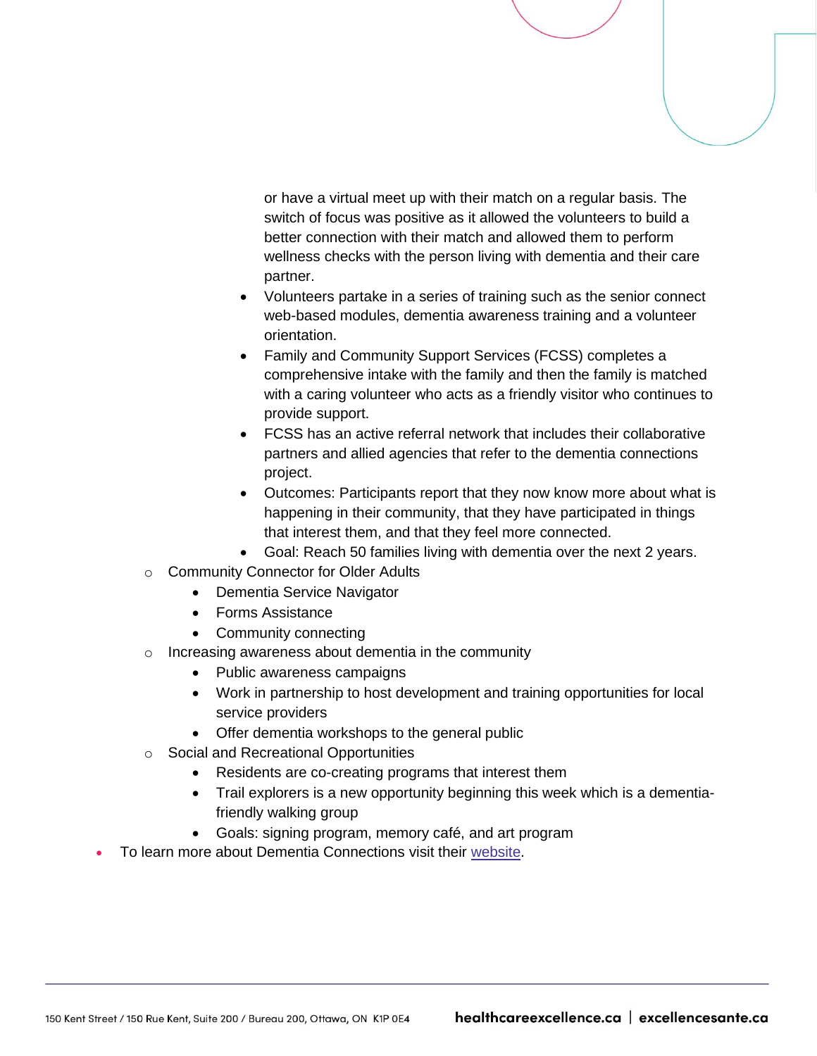or have a virtual meet up with their match on a regular basis. The switch of focus was positive as it allowed the volunteers to build a better connection with their match and allowed them to perform wellness checks with the person living with dementia and their care partner.

        - Volunteers partake in a series of training such as the senior connect web-based modules, dementia awareness training and a volunteer orientation.
        - Family and Community Support Services (FCSS) completes a comprehensive intake with the family and then the family is matched with a caring volunteer who acts as a friendly visitor who continues to provide support.
        - FCSS has an active referral network that includes their collaborative partners and allied agencies that refer to the dementia connections project.
        - Outcomes: Participants report that they now know more about what is happening in their community, that they have participated in things that interest them, and that they feel more connected.
        - Goal: Reach 50 families living with dementia over the next 2 years.
    - Community Connector for Older Adults
        - Dementia Service Navigator
        - Forms Assistance
        - Community connecting
    - Increasing awareness about dementia in the community
        - Public awareness campaigns
        - Work in partnership to host development and training opportunities for local service providers
        - Offer dementia workshops to the general public
    - Social and Recreational Opportunities
        - Residents are co-creating programs that interest them
        - Trail explorers is a new opportunity beginning this week which is a dementia-friendly walking group
        - Goals: signing program, memory café, and art program
- To learn more about Dementia Connections visit their website.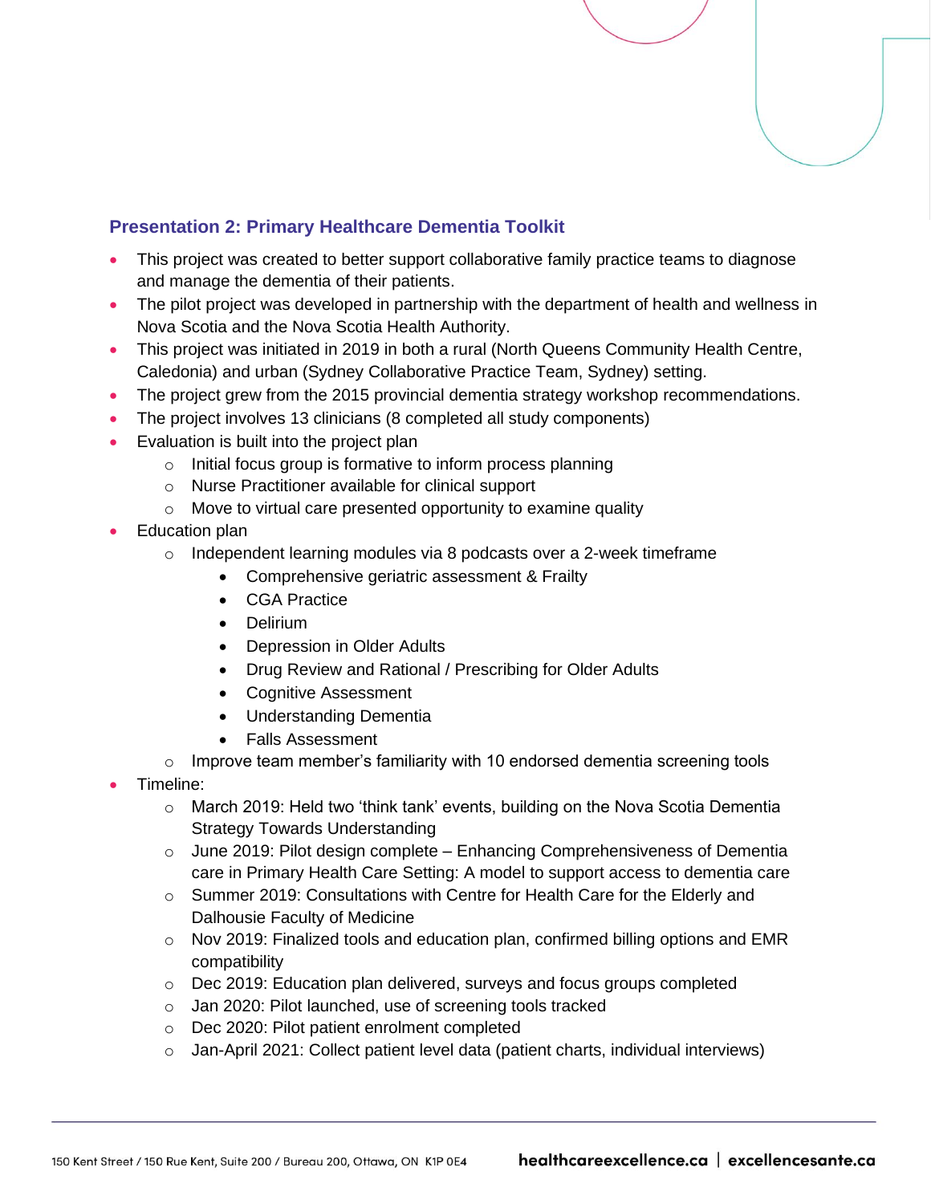### Presentation 2: Primary Healthcare Dementia Toolkit

- This project was created to better support collaborative family practice teams to diagnose and manage the dementia of their patients.
- The pilot project was developed in partnership with the department of health and wellness in Nova Scotia and the Nova Scotia Health Authority.
- This project was initiated in 2019 in both a rural (North Queens Community Health Centre, Caledonia) and urban (Sydney Collaborative Practice Team, Sydney) setting.
- The project grew from the 2015 provincial dementia strategy workshop recommendations.
- The project involves 13 clinicians (8 completed all study components)
- Evaluation is built into the project plan
  - Initial focus group is formative to inform process planning
  - Nurse Practitioner available for clinical support
  - Move to virtual care presented opportunity to examine quality
- Education plan
  - Independent learning modules via 8 podcasts over a 2-week timeframe
    - Comprehensive geriatric assessment & Frailty
    - CGA Practice
    - Delirium
    - Depression in Older Adults
    - Drug Review and Rational / Prescribing for Older Adults
    - Cognitive Assessment
    - Understanding Dementia
    - Falls Assessment
  - Improve team member's familiarity with 10 endorsed dementia screening tools
- Timeline:
  - March 2019: Held two 'think tank' events, building on the Nova Scotia Dementia Strategy Towards Understanding
  - June 2019: Pilot design complete – Enhancing Comprehensiveness of Dementia care in Primary Health Care Setting: A model to support access to dementia care
  - Summer 2019: Consultations with Centre for Health Care for the Elderly and Dalhousie Faculty of Medicine
  - Nov 2019: Finalized tools and education plan, confirmed billing options and EMR compatibility
  - Dec 2019: Education plan delivered, surveys and focus groups completed
  - Jan 2020: Pilot launched, use of screening tools tracked
  - Dec 2020: Pilot patient enrolment completed
  - Jan-April 2021: Collect patient level data (patient charts, individual interviews)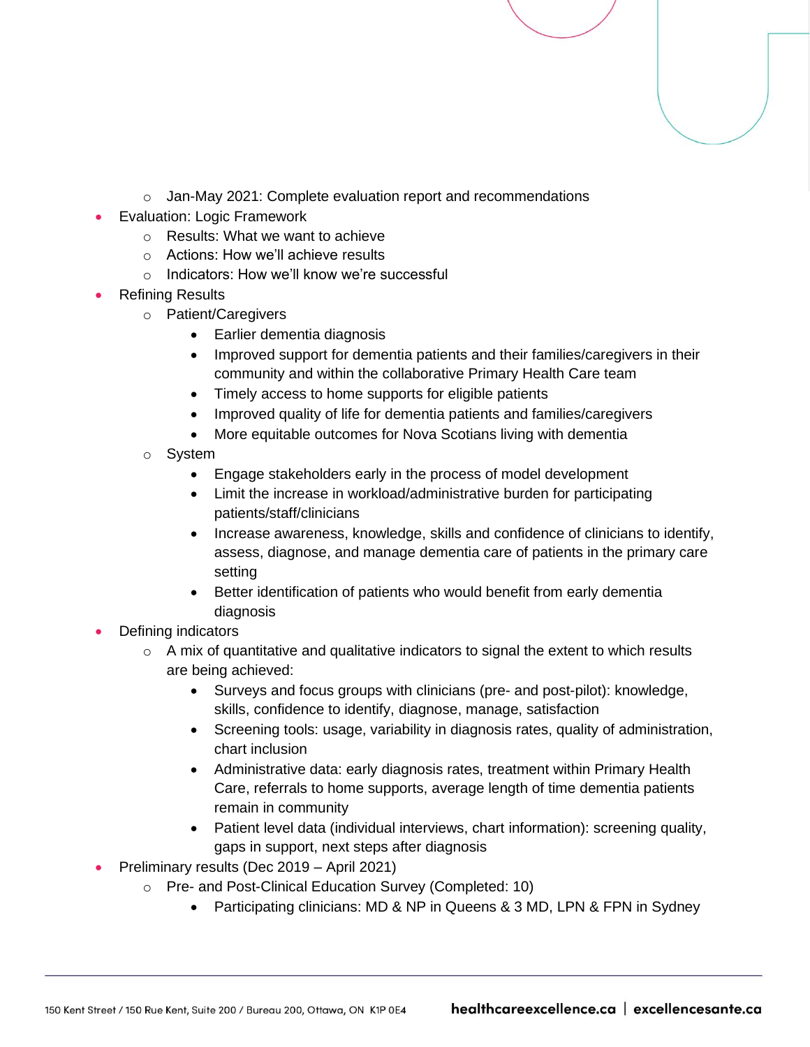- Jan-May 2021: Complete evaluation report and recommendations
- Evaluation: Logic Framework
    - Results: What we want to achieve
    - Actions: How we'll achieve results
    - Indicators: How we'll know we're successful
- Refining Results
    - Patient/Caregivers
        - Earlier dementia diagnosis
        - Improved support for dementia patients and their families/caregivers in their community and within the collaborative Primary Health Care team
        - Timely access to home supports for eligible patients
        - Improved quality of life for dementia patients and families/caregivers
        - More equitable outcomes for Nova Scotians living with dementia
    - System
        - Engage stakeholders early in the process of model development
        - Limit the increase in workload/administrative burden for participating patients/staff/clinicians
        - Increase awareness, knowledge, skills and confidence of clinicians to identify, assess, diagnose, and manage dementia care of patients in the primary care setting
        - Better identification of patients who would benefit from early dementia diagnosis
- Defining indicators
    - A mix of quantitative and qualitative indicators to signal the extent to which results are being achieved:
        - Surveys and focus groups with clinicians (pre- and post-pilot): knowledge, skills, confidence to identify, diagnose, manage, satisfaction
        - Screening tools: usage, variability in diagnosis rates, quality of administration, chart inclusion
        - Administrative data: early diagnosis rates, treatment within Primary Health Care, referrals to home supports, average length of time dementia patients remain in community
        - Patient level data (individual interviews, chart information): screening quality, gaps in support, next steps after diagnosis
- Preliminary results (Dec 2019 – April 2021)
    - Pre- and Post-Clinical Education Survey (Completed: 10)
        - Participating clinicians: MD & NP in Queens & 3 MD, LPN & FPN in Sydney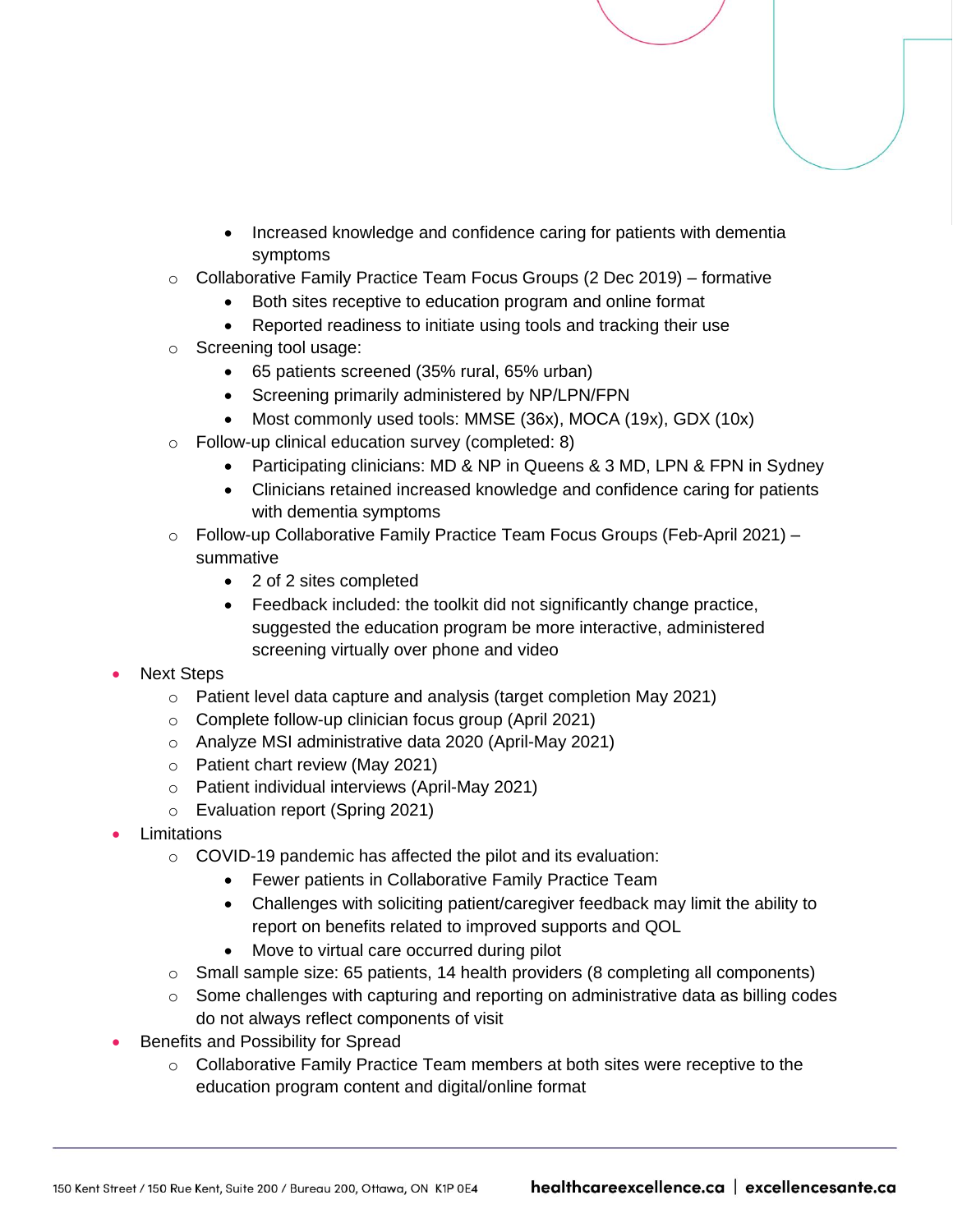- Increased knowledge and confidence caring for patients with dementia symptoms
    - Collaborative Family Practice Team Focus Groups (2 Dec 2019) – formative
        - Both sites receptive to education program and online format
        - Reported readiness to initiate using tools and tracking their use
    - Screening tool usage:
        - 65 patients screened (35% rural, 65% urban)
        - Screening primarily administered by NP/LPN/FPN
        - Most commonly used tools: MMSE (36x), MOCA (19x), GDX (10x)
    - Follow-up clinical education survey (completed: 8)
        - Participating clinicians: MD & NP in Queens & 3 MD, LPN & FPN in Sydney
        - Clinicians retained increased knowledge and confidence caring for patients with dementia symptoms
    - Follow-up Collaborative Family Practice Team Focus Groups (Feb-April 2021) – summative
        - 2 of 2 sites completed
        - Feedback included: the toolkit did not significantly change practice, suggested the education program be more interactive, administered screening virtually over phone and video
- Next Steps
    - Patient level data capture and analysis (target completion May 2021)
    - Complete follow-up clinician focus group (April 2021)
    - Analyze MSI administrative data 2020 (April-May 2021)
    - Patient chart review (May 2021)
    - Patient individual interviews (April-May 2021)
    - Evaluation report (Spring 2021)
- Limitations
    - COVID-19 pandemic has affected the pilot and its evaluation:
        - Fewer patients in Collaborative Family Practice Team
        - Challenges with soliciting patient/caregiver feedback may limit the ability to report on benefits related to improved supports and QOL
        - Move to virtual care occurred during pilot
    - Small sample size: 65 patients, 14 health providers (8 completing all components)
    - Some challenges with capturing and reporting on administrative data as billing codes do not always reflect components of visit
- Benefits and Possibility for Spread
    - Collaborative Family Practice Team members at both sites were receptive to the education program content and digital/online format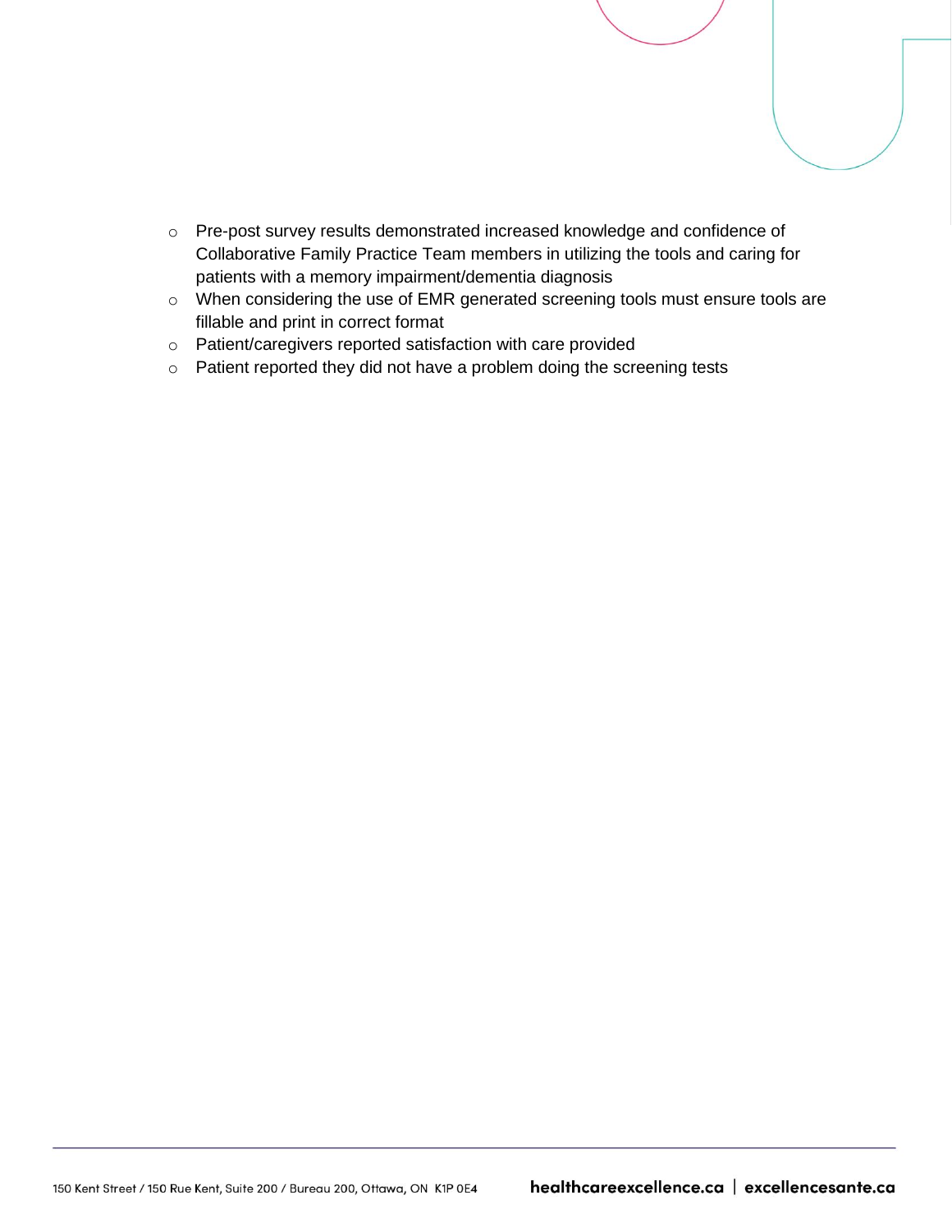- Pre-post survey results demonstrated increased knowledge and confidence of Collaborative Family Practice Team members in utilizing the tools and caring for patients with a memory impairment/dementia diagnosis
- When considering the use of EMR generated screening tools must ensure tools are fillable and print in correct format
- Patient/caregivers reported satisfaction with care provided
- Patient reported they did not have a problem doing the screening tests